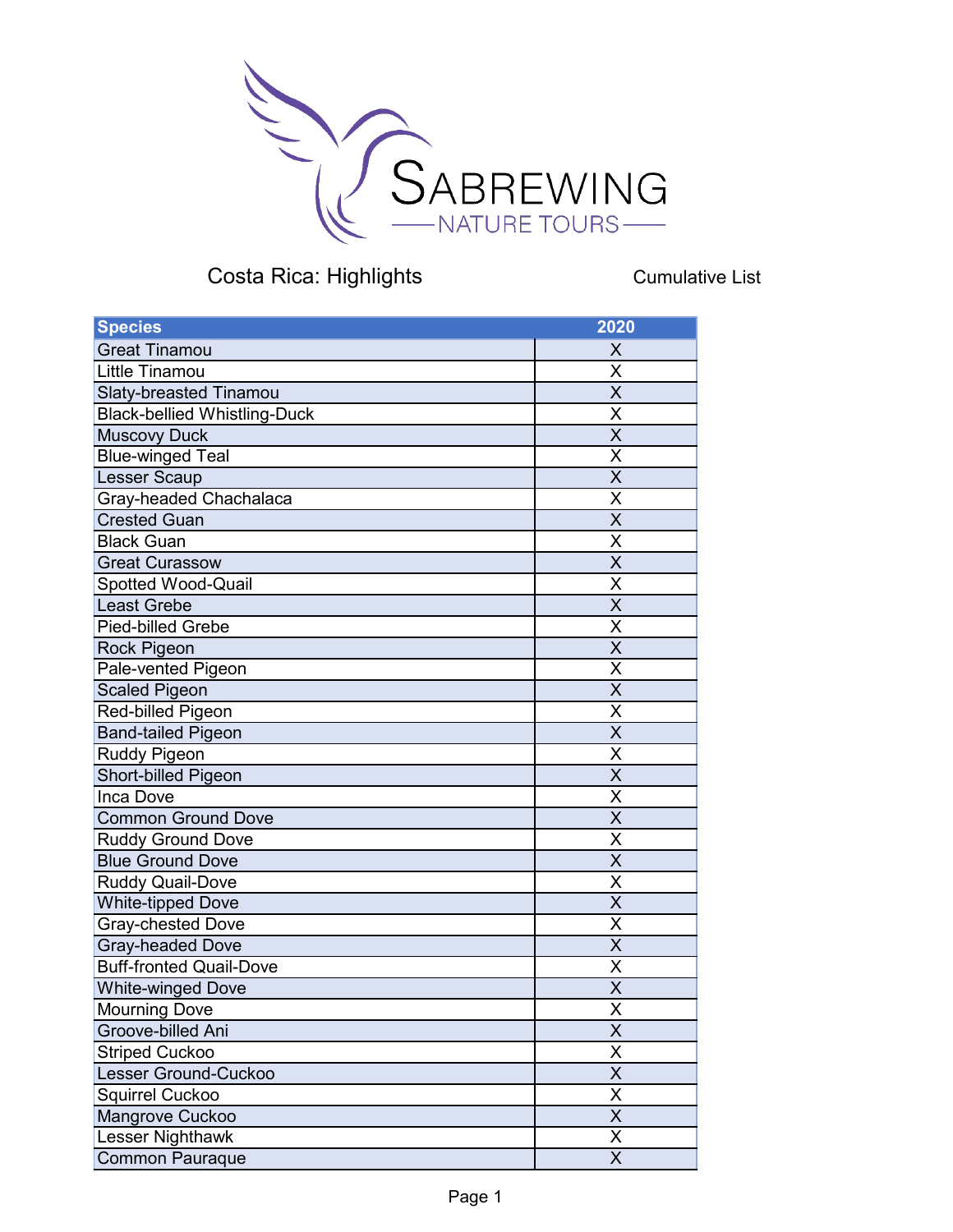SABREWING NATURE TOURS

Costa Rica: Highlights

Cumulative List

| Species | 2020 |
|---|---|
| Great Tinamou | X |
| Little Tinamou | X |
| Slaty-breasted Tinamou | X |
| Black-bellied Whistling-Duck | X |
| Muscovy Duck | X |
| Blue-winged Teal | X |
| Lesser Scaup | X |
| Gray-headed Chachalaca | X |
| Crested Guan | X |
| Black Guan | X |
| Great Curassow | X |
| Spotted Wood-Quail | X |
| Least Grebe | X |
| Pied-billed Grebe | X |
| Rock Pigeon | X |
| Pale-vented Pigeon | X |
| Scaled Pigeon | X |
| Red-billed Pigeon | X |
| Band-tailed Pigeon | X |
| Ruddy Pigeon | X |
| Short-billed Pigeon | X |
| Inca Dove | X |
| Common Ground Dove | X |
| Ruddy Ground Dove | X |
| Blue Ground Dove | X |
| Ruddy Quail-Dove | X |
| White-tipped Dove | X |
| Gray-chested Dove | X |
| Gray-headed Dove | X |
| Buff-fronted Quail-Dove | X |
| White-winged Dove | X |
| Mourning Dove | X |
| Groove-billed Ani | X |
| Striped Cuckoo | X |
| Lesser Ground-Cuckoo | X |
| Squirrel Cuckoo | X |
| Mangrove Cuckoo | X |
| Lesser Nighthawk | X |
| Common Pauraque | X |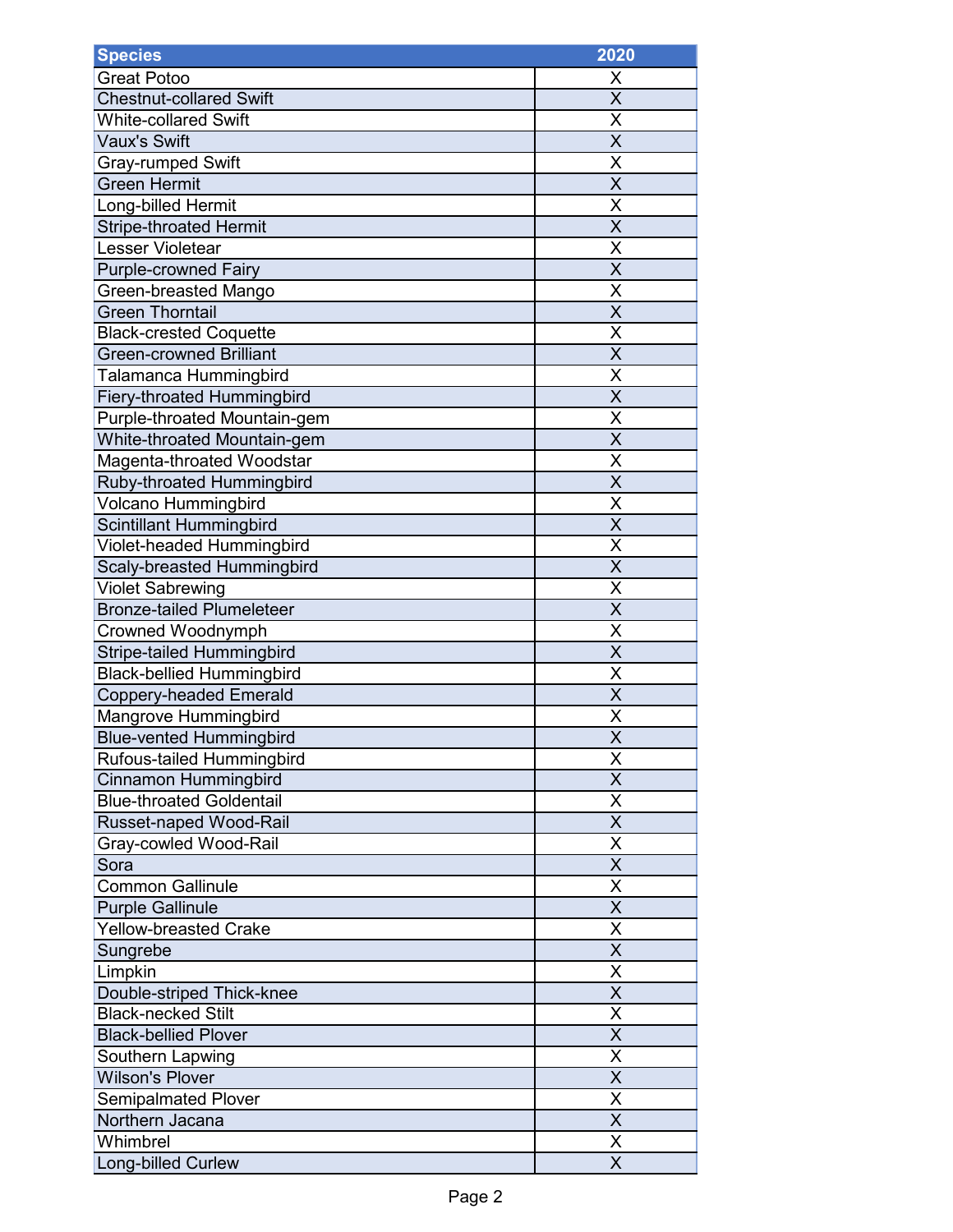| Species | 2020 |
|---|---|
| Great Potoo | X |
| Chestnut-collared Swift | X |
| White-collared Swift | X |
| Vaux's Swift | X |
| Gray-rumped Swift | X |
| Green Hermit | X |
| Long-billed Hermit | X |
| Stripe-throated Hermit | X |
| Lesser Violetear | X |
| Purple-crowned Fairy | X |
| Green-breasted Mango | X |
| Green Thorntail | X |
| Black-crested Coquette | X |
| Green-crowned Brilliant | X |
| Talamanca Hummingbird | X |
| Fiery-throated Hummingbird | X |
| Purple-throated Mountain-gem | X |
| White-throated Mountain-gem | X |
| Magenta-throated Woodstar | X |
| Ruby-throated Hummingbird | X |
| Volcano Hummingbird | X |
| Scintillant Hummingbird | X |
| Violet-headed Hummingbird | X |
| Scaly-breasted Hummingbird | X |
| Violet Sabrewing | X |
| Bronze-tailed Plumeleteer | X |
| Crowned Woodnymph | X |
| Stripe-tailed Hummingbird | X |
| Black-bellied Hummingbird | X |
| Coppery-headed Emerald | X |
| Mangrove Hummingbird | X |
| Blue-vented Hummingbird | X |
| Rufous-tailed Hummingbird | X |
| Cinnamon Hummingbird | X |
| Blue-throated Goldentail | X |
| Russet-naped Wood-Rail | X |
| Gray-cowled Wood-Rail | X |
| Sora | X |
| Common Gallinule | X |
| Purple Gallinule | X |
| Yellow-breasted Crake | X |
| Sungrebe | X |
| Limpkin | X |
| Double-striped Thick-knee | X |
| Black-necked Stilt | X |
| Black-bellied Plover | X |
| Southern Lapwing | X |
| Wilson's Plover | X |
| Semipalmated Plover | X |
| Northern Jacana | X |
| Whimbrel | X |
| Long-billed Curlew | X |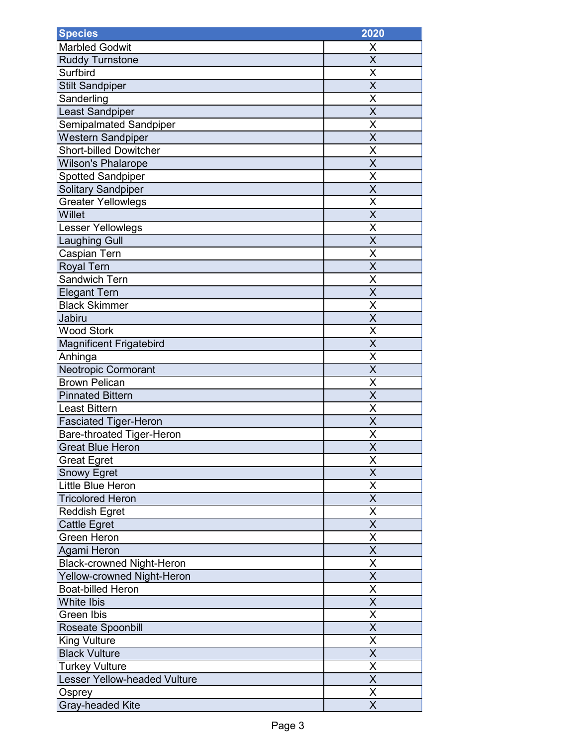| Species | 2020 |
| --- | --- |
| Marbled Godwit | X |
| Ruddy Turnstone | X |
| Surfbird | X |
| Stilt Sandpiper | X |
| Sanderling | X |
| Least Sandpiper | X |
| Semipalmated Sandpiper | X |
| Western Sandpiper | X |
| Short-billed Dowitcher | X |
| Wilson's Phalarope | X |
| Spotted Sandpiper | X |
| Solitary Sandpiper | X |
| Greater Yellowlegs | X |
| Willet | X |
| Lesser Yellowlegs | X |
| Laughing Gull | X |
| Caspian Tern | X |
| Royal Tern | X |
| Sandwich Tern | X |
| Elegant Tern | X |
| Black Skimmer | X |
| Jabiru | X |
| Wood Stork | X |
| Magnificent Frigatebird | X |
| Anhinga | X |
| Neotropic Cormorant | X |
| Brown Pelican | X |
| Pinnated Bittern | X |
| Least Bittern | X |
| Fasciated Tiger-Heron | X |
| Bare-throated Tiger-Heron | X |
| Great Blue Heron | X |
| Great Egret | X |
| Snowy Egret | X |
| Little Blue Heron | X |
| Tricolored Heron | X |
| Reddish Egret | X |
| Cattle Egret | X |
| Green Heron | X |
| Agami Heron | X |
| Black-crowned Night-Heron | X |
| Yellow-crowned Night-Heron | X |
| Boat-billed Heron | X |
| White Ibis | X |
| Green Ibis | X |
| Roseate Spoonbill | X |
| King Vulture | X |
| Black Vulture | X |
| Turkey Vulture | X |
| Lesser Yellow-headed Vulture | X |
| Osprey | X |
| Gray-headed Kite | X |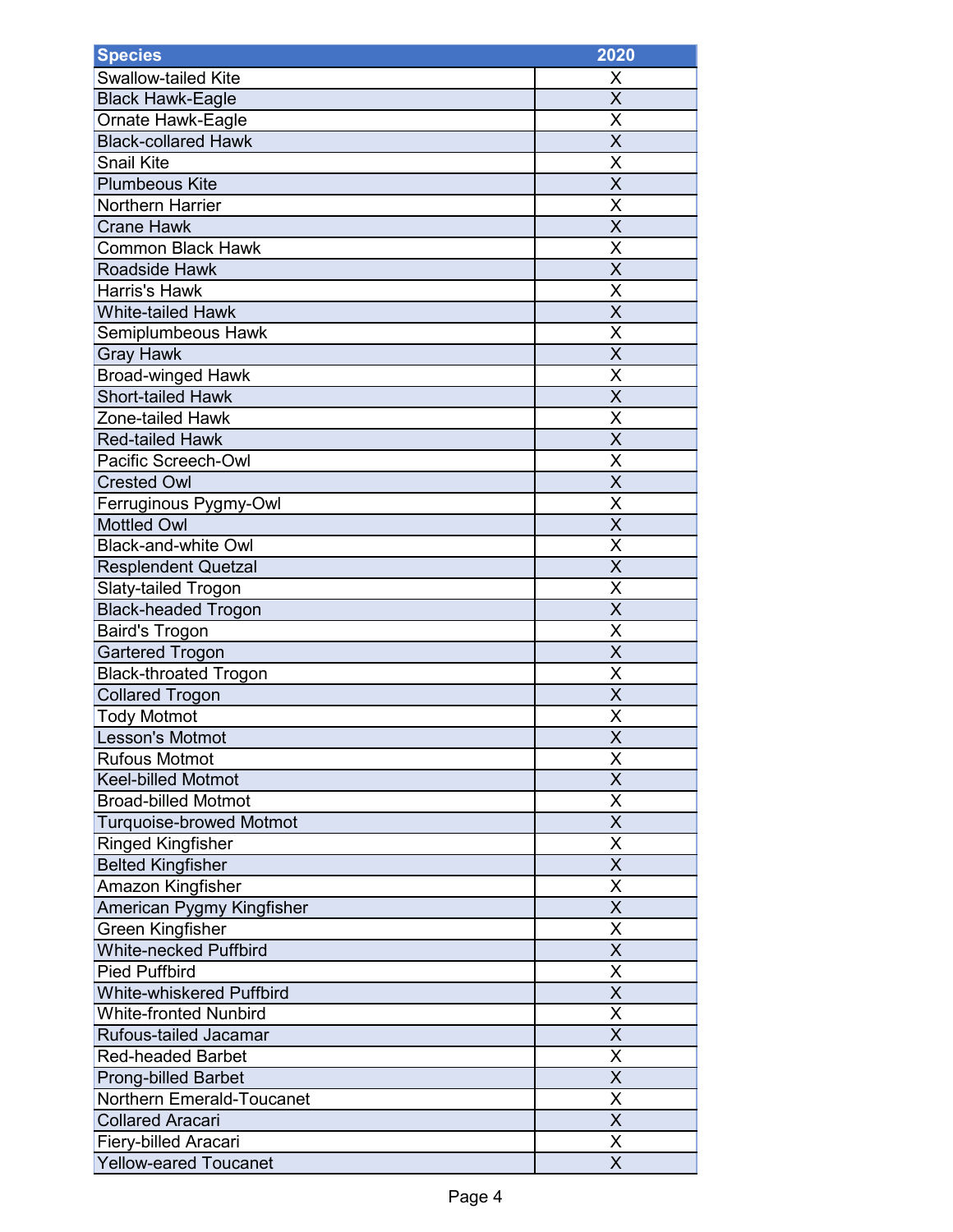| Species | 2020 |
|---|---|
| Swallow-tailed Kite | X |
| Black Hawk-Eagle | X |
| Ornate Hawk-Eagle | X |
| Black-collared Hawk | X |
| Snail Kite | X |
| Plumbeous Kite | X |
| Northern Harrier | X |
| Crane Hawk | X |
| Common Black Hawk | X |
| Roadside Hawk | X |
| Harris's Hawk | X |
| White-tailed Hawk | X |
| Semiplumbeous Hawk | X |
| Gray Hawk | X |
| Broad-winged Hawk | X |
| Short-tailed Hawk | X |
| Zone-tailed Hawk | X |
| Red-tailed Hawk | X |
| Pacific Screech-Owl | X |
| Crested Owl | X |
| Ferruginous Pygmy-Owl | X |
| Mottled Owl | X |
| Black-and-white Owl | X |
| Resplendent Quetzal | X |
| Slaty-tailed Trogon | X |
| Black-headed Trogon | X |
| Baird's Trogon | X |
| Gartered Trogon | X |
| Black-throated Trogon | X |
| Collared Trogon | X |
| Tody Motmot | X |
| Lesson's Motmot | X |
| Rufous Motmot | X |
| Keel-billed Motmot | X |
| Broad-billed Motmot | X |
| Turquoise-browed Motmot | X |
| Ringed Kingfisher | X |
| Belted Kingfisher | X |
| Amazon Kingfisher | X |
| American Pygmy Kingfisher | X |
| Green Kingfisher | X |
| White-necked Puffbird | X |
| Pied Puffbird | X |
| White-whiskered Puffbird | X |
| White-fronted Nunbird | X |
| Rufous-tailed Jacamar | X |
| Red-headed Barbet | X |
| Prong-billed Barbet | X |
| Northern Emerald-Toucanet | X |
| Collared Aracari | X |
| Fiery-billed Aracari | X |
| Yellow-eared Toucanet | X |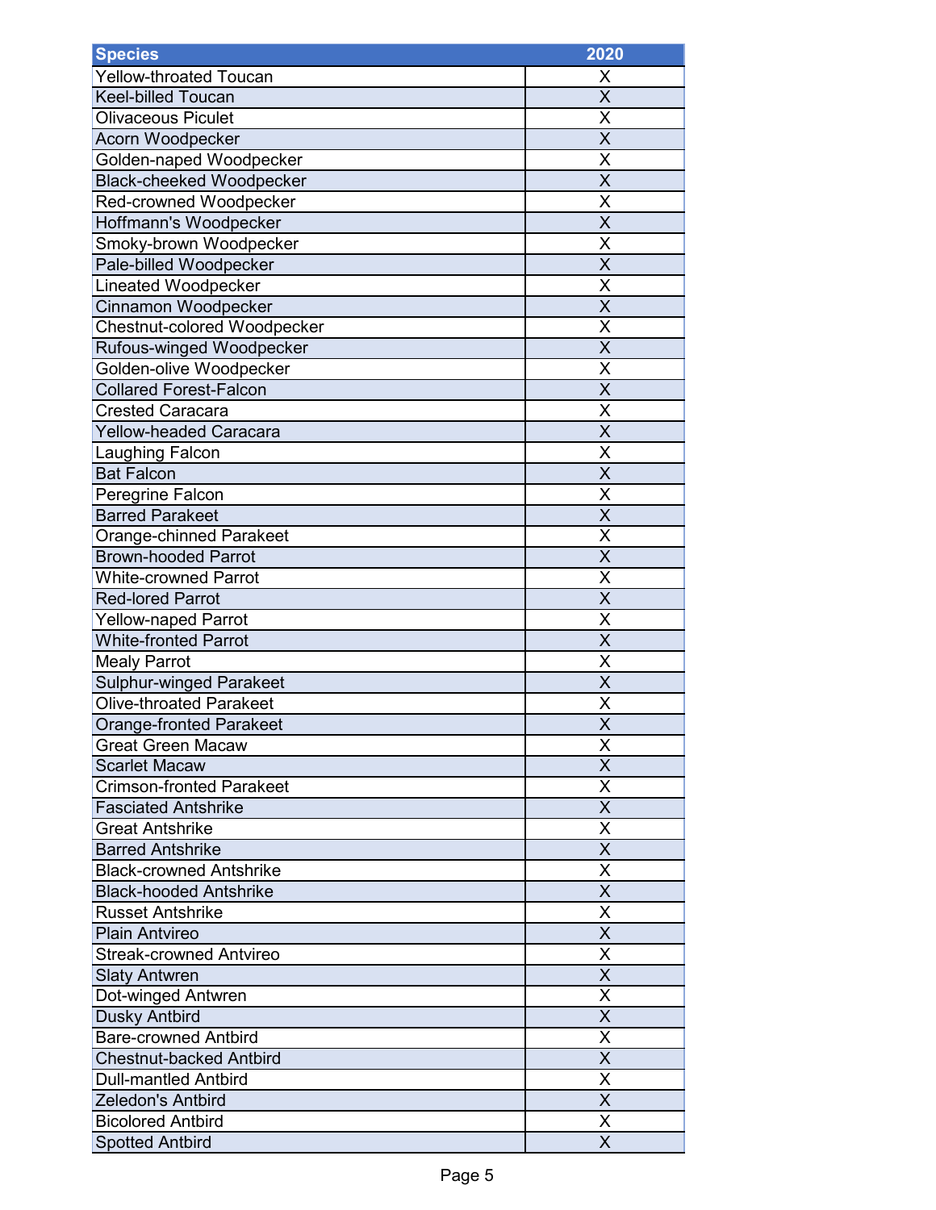| Species | 2020 |
|---|---|
| Yellow-throated Toucan | X |
| Keel-billed Toucan | X |
| Olivaceous Piculet | X |
| Acorn Woodpecker | X |
| Golden-naped Woodpecker | X |
| Black-cheeked Woodpecker | X |
| Red-crowned Woodpecker | X |
| Hoffmann's Woodpecker | X |
| Smoky-brown Woodpecker | X |
| Pale-billed Woodpecker | X |
| Lineated Woodpecker | X |
| Cinnamon Woodpecker | X |
| Chestnut-colored Woodpecker | X |
| Rufous-winged Woodpecker | X |
| Golden-olive Woodpecker | X |
| Collared Forest-Falcon | X |
| Crested Caracara | X |
| Yellow-headed Caracara | X |
| Laughing Falcon | X |
| Bat Falcon | X |
| Peregrine Falcon | X |
| Barred Parakeet | X |
| Orange-chinned Parakeet | X |
| Brown-hooded Parrot | X |
| White-crowned Parrot | X |
| Red-lored Parrot | X |
| Yellow-naped Parrot | X |
| White-fronted Parrot | X |
| Mealy Parrot | X |
| Sulphur-winged Parakeet | X |
| Olive-throated Parakeet | X |
| Orange-fronted Parakeet | X |
| Great Green Macaw | X |
| Scarlet Macaw | X |
| Crimson-fronted Parakeet | X |
| Fasciated Antshrike | X |
| Great Antshrike | X |
| Barred Antshrike | X |
| Black-crowned Antshrike | X |
| Black-hooded Antshrike | X |
| Russet Antshrike | X |
| Plain Antvireo | X |
| Streak-crowned Antvireo | X |
| Slaty Antwren | X |
| Dot-winged Antwren | X |
| Dusky Antbird | X |
| Bare-crowned Antbird | X |
| Chestnut-backed Antbird | X |
| Dull-mantled Antbird | X |
| Zeledon's Antbird | X |
| Bicolored Antbird | X |
| Spotted Antbird | X |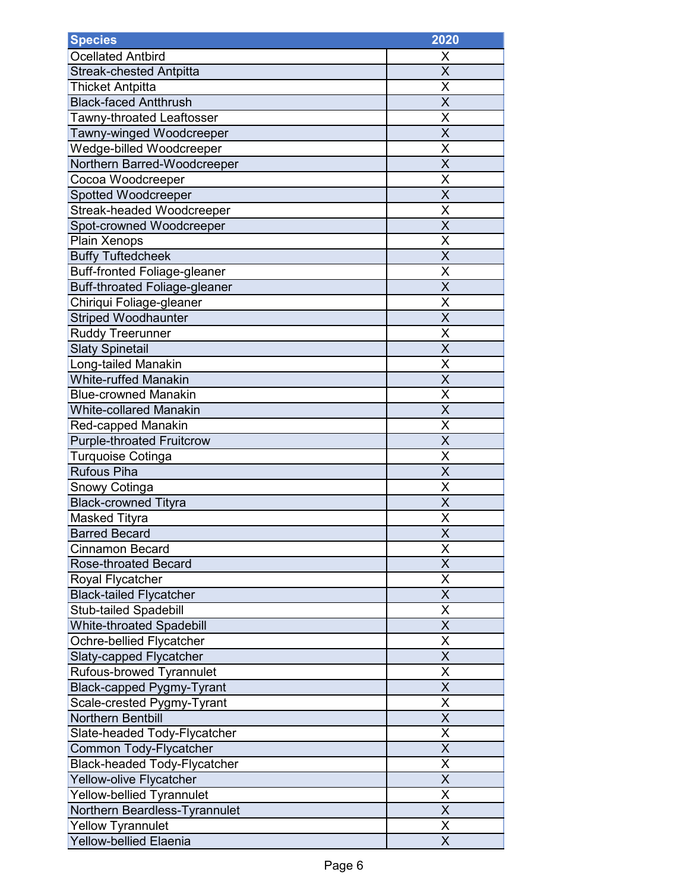| Species | 2020 |
|---|---|
| Ocellated Antbird | X |
| Streak-chested Antpitta | X |
| Thicket Antpitta | X |
| Black-faced Antthrush | X |
| Tawny-throated Leaftosser | X |
| Tawny-winged Woodcreeper | X |
| Wedge-billed Woodcreeper | X |
| Northern Barred-Woodcreeper | X |
| Cocoa Woodcreeper | X |
| Spotted Woodcreeper | X |
| Streak-headed Woodcreeper | X |
| Spot-crowned Woodcreeper | X |
| Plain Xenops | X |
| Buffy Tuftedcheek | X |
| Buff-fronted Foliage-gleaner | X |
| Buff-throated Foliage-gleaner | X |
| Chiriqui Foliage-gleaner | X |
| Striped Woodhaunter | X |
| Ruddy Treerunner | X |
| Slaty Spinetail | X |
| Long-tailed Manakin | X |
| White-ruffed Manakin | X |
| Blue-crowned Manakin | X |
| White-collared Manakin | X |
| Red-capped Manakin | X |
| Purple-throated Fruitcrow | X |
| Turquoise Cotinga | X |
| Rufous Piha | X |
| Snowy Cotinga | X |
| Black-crowned Tityra | X |
| Masked Tityra | X |
| Barred Becard | X |
| Cinnamon Becard | X |
| Rose-throated Becard | X |
| Royal Flycatcher | X |
| Black-tailed Flycatcher | X |
| Stub-tailed Spadebill | X |
| White-throated Spadebill | X |
| Ochre-bellied Flycatcher | X |
| Slaty-capped Flycatcher | X |
| Rufous-browed Tyrannulet | X |
| Black-capped Pygmy-Tyrant | X |
| Scale-crested Pygmy-Tyrant | X |
| Northern Bentbill | X |
| Slate-headed Tody-Flycatcher | X |
| Common Tody-Flycatcher | X |
| Black-headed Tody-Flycatcher | X |
| Yellow-olive Flycatcher | X |
| Yellow-bellied Tyrannulet | X |
| Northern Beardless-Tyrannulet | X |
| Yellow Tyrannulet | X |
| Yellow-bellied Elaenia | X |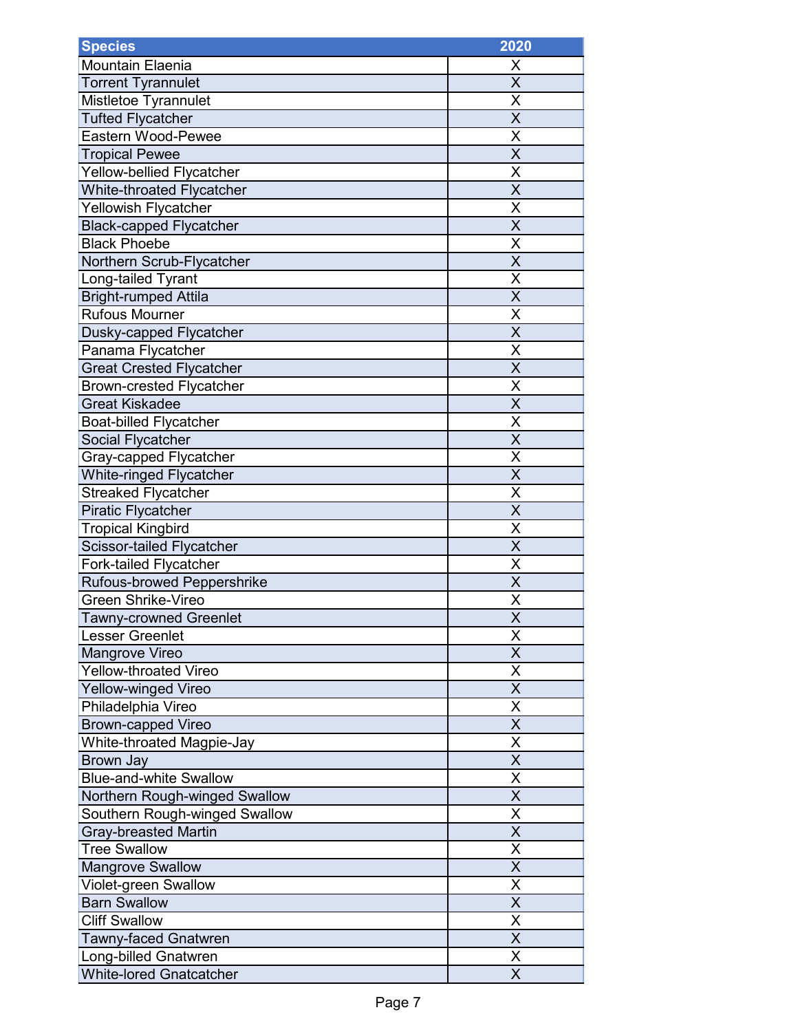| Species | 2020 |
|---|---|
| Mountain Elaenia | X |
| Torrent Tyrannulet | X |
| Mistletoe Tyrannulet | X |
| Tufted Flycatcher | X |
| Eastern Wood-Pewee | X |
| Tropical Pewee | X |
| Yellow-bellied Flycatcher | X |
| White-throated Flycatcher | X |
| Yellowish Flycatcher | X |
| Black-capped Flycatcher | X |
| Black Phoebe | X |
| Northern Scrub-Flycatcher | X |
| Long-tailed Tyrant | X |
| Bright-rumped Attila | X |
| Rufous Mourner | X |
| Dusky-capped Flycatcher | X |
| Panama Flycatcher | X |
| Great Crested Flycatcher | X |
| Brown-crested Flycatcher | X |
| Great Kiskadee | X |
| Boat-billed Flycatcher | X |
| Social Flycatcher | X |
| Gray-capped Flycatcher | X |
| White-ringed Flycatcher | X |
| Streaked Flycatcher | X |
| Piratic Flycatcher | X |
| Tropical Kingbird | X |
| Scissor-tailed Flycatcher | X |
| Fork-tailed Flycatcher | X |
| Rufous-browed Peppershrike | X |
| Green Shrike-Vireo | X |
| Tawny-crowned Greenlet | X |
| Lesser Greenlet | X |
| Mangrove Vireo | X |
| Yellow-throated Vireo | X |
| Yellow-winged Vireo | X |
| Philadelphia Vireo | X |
| Brown-capped Vireo | X |
| White-throated Magpie-Jay | X |
| Brown Jay | X |
| Blue-and-white Swallow | X |
| Northern Rough-winged Swallow | X |
| Southern Rough-winged Swallow | X |
| Gray-breasted Martin | X |
| Tree Swallow | X |
| Mangrove Swallow | X |
| Violet-green Swallow | X |
| Barn Swallow | X |
| Cliff Swallow | X |
| Tawny-faced Gnatwren | X |
| Long-billed Gnatwren | X |
| White-lored Gnatcatcher | X |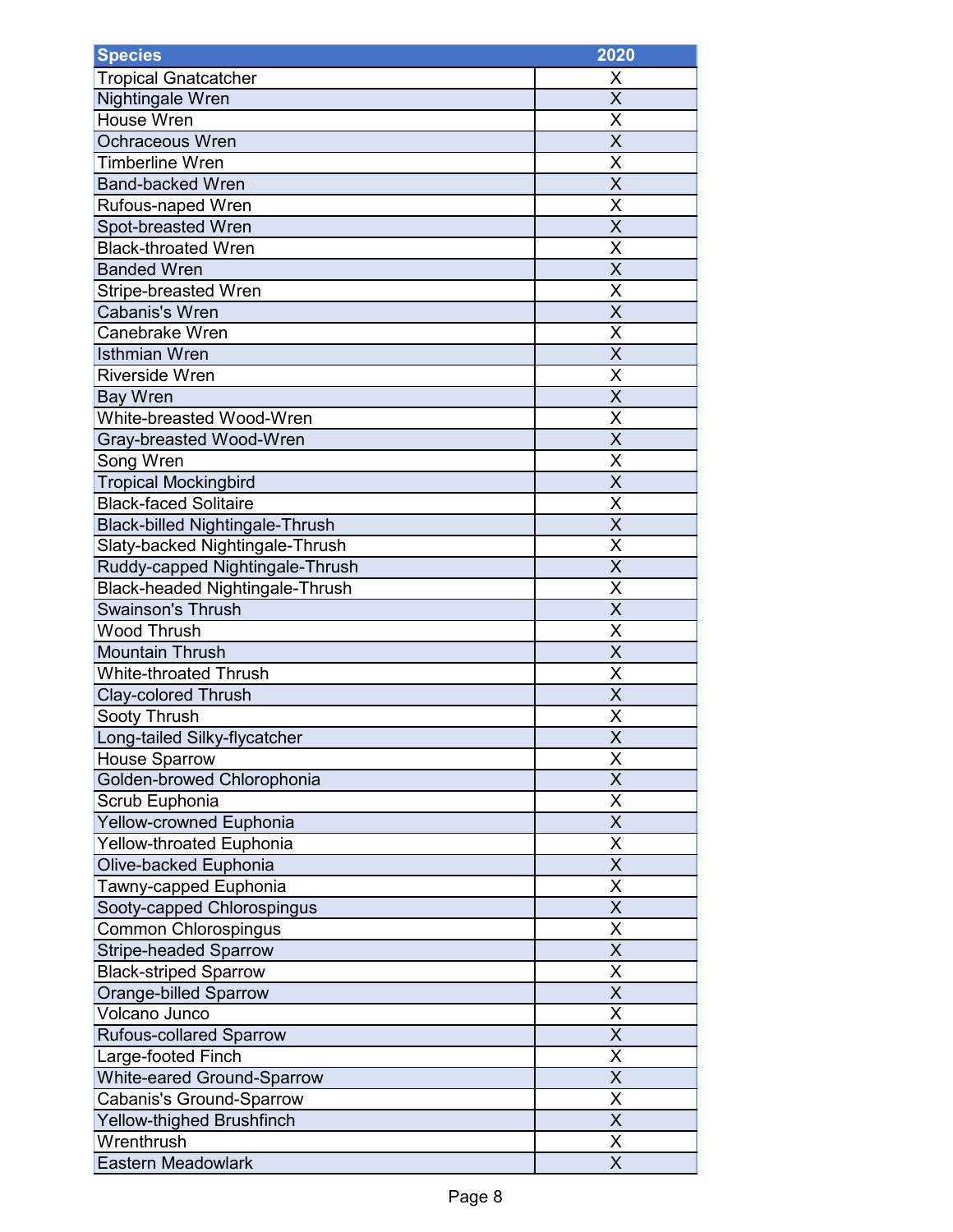| Species | 2020 |
|---|---|
| Tropical Gnatcatcher | X |
| Nightingale Wren | X |
| House Wren | X |
| Ochraceous Wren | X |
| Timberline Wren | X |
| Band-backed Wren | X |
| Rufous-naped Wren | X |
| Spot-breasted Wren | X |
| Black-throated Wren | X |
| Banded Wren | X |
| Stripe-breasted Wren | X |
| Cabanis's Wren | X |
| Canebrake Wren | X |
| Isthmian Wren | X |
| Riverside Wren | X |
| Bay Wren | X |
| White-breasted Wood-Wren | X |
| Gray-breasted Wood-Wren | X |
| Song Wren | X |
| Tropical Mockingbird | X |
| Black-faced Solitaire | X |
| Black-billed Nightingale-Thrush | X |
| Slaty-backed Nightingale-Thrush | X |
| Ruddy-capped Nightingale-Thrush | X |
| Black-headed Nightingale-Thrush | X |
| Swainson's Thrush | X |
| Wood Thrush | X |
| Mountain Thrush | X |
| White-throated Thrush | X |
| Clay-colored Thrush | X |
| Sooty Thrush | X |
| Long-tailed Silky-flycatcher | X |
| House Sparrow | X |
| Golden-browed Chlorophonia | X |
| Scrub Euphonia | X |
| Yellow-crowned Euphonia | X |
| Yellow-throated Euphonia | X |
| Olive-backed Euphonia | X |
| Tawny-capped Euphonia | X |
| Sooty-capped Chlorospingus | X |
| Common Chlorospingus | X |
| Stripe-headed Sparrow | X |
| Black-striped Sparrow | X |
| Orange-billed Sparrow | X |
| Volcano Junco | X |
| Rufous-collared Sparrow | X |
| Large-footed Finch | X |
| White-eared Ground-Sparrow | X |
| Cabanis's Ground-Sparrow | X |
| Yellow-thighed Brushfinch | X |
| Wrenthrush | X |
| Eastern Meadowlark | X |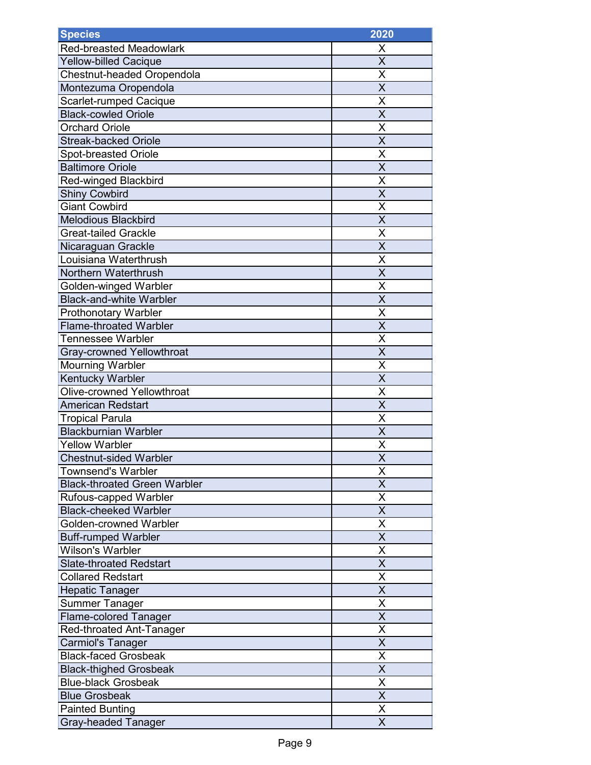| Species | 2020 |
|---|---|
| Red-breasted Meadowlark | X |
| Yellow-billed Cacique | X |
| Chestnut-headed Oropendola | X |
| Montezuma Oropendola | X |
| Scarlet-rumped Cacique | X |
| Black-cowled Oriole | X |
| Orchard Oriole | X |
| Streak-backed Oriole | X |
| Spot-breasted Oriole | X |
| Baltimore Oriole | X |
| Red-winged Blackbird | X |
| Shiny Cowbird | X |
| Giant Cowbird | X |
| Melodious Blackbird | X |
| Great-tailed Grackle | X |
| Nicaraguan Grackle | X |
| Louisiana Waterthrush | X |
| Northern Waterthrush | X |
| Golden-winged Warbler | X |
| Black-and-white Warbler | X |
| Prothonotary Warbler | X |
| Flame-throated Warbler | X |
| Tennessee Warbler | X |
| Gray-crowned Yellowthroat | X |
| Mourning Warbler | X |
| Kentucky Warbler | X |
| Olive-crowned Yellowthroat | X |
| American Redstart | X |
| Tropical Parula | X |
| Blackburnian Warbler | X |
| Yellow Warbler | X |
| Chestnut-sided Warbler | X |
| Townsend's Warbler | X |
| Black-throated Green Warbler | X |
| Rufous-capped Warbler | X |
| Black-cheeked Warbler | X |
| Golden-crowned Warbler | X |
| Buff-rumped Warbler | X |
| Wilson's Warbler | X |
| Slate-throated Redstart | X |
| Collared Redstart | X |
| Hepatic Tanager | X |
| Summer Tanager | X |
| Flame-colored Tanager | X |
| Red-throated Ant-Tanager | X |
| Carmiol's Tanager | X |
| Black-faced Grosbeak | X |
| Black-thighed Grosbeak | X |
| Blue-black Grosbeak | X |
| Blue Grosbeak | X |
| Painted Bunting | X |
| Gray-headed Tanager | X |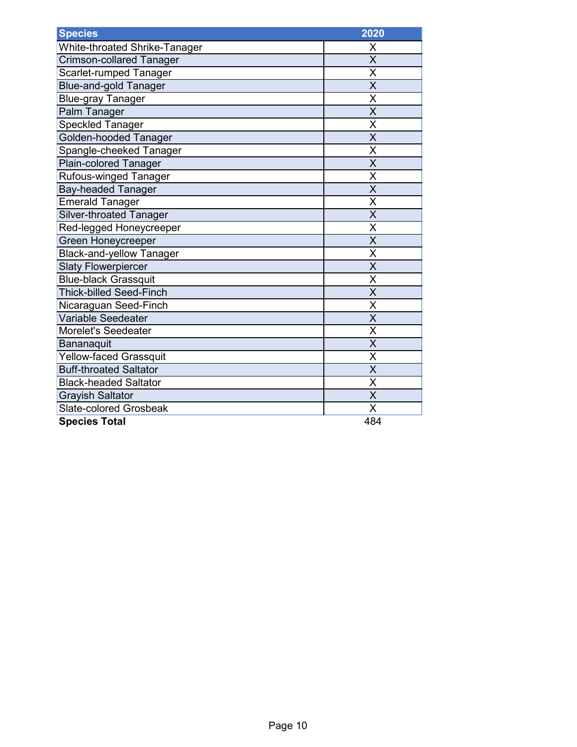| Species | 2020 |
|---|---|
| White-throated Shrike-Tanager | X |
| Crimson-collared Tanager | X |
| Scarlet-rumped Tanager | X |
| Blue-and-gold Tanager | X |
| Blue-gray Tanager | X |
| Palm Tanager | X |
| Speckled Tanager | X |
| Golden-hooded Tanager | X |
| Spangle-cheeked Tanager | X |
| Plain-colored Tanager | X |
| Rufous-winged Tanager | X |
| Bay-headed Tanager | X |
| Emerald Tanager | X |
| Silver-throated Tanager | X |
| Red-legged Honeycreeper | X |
| Green Honeycreeper | X |
| Black-and-yellow Tanager | X |
| Slaty Flowerpiercer | X |
| Blue-black Grassquit | X |
| Thick-billed Seed-Finch | X |
| Nicaraguan Seed-Finch | X |
| Variable Seedeater | X |
| Morelet's Seedeater | X |
| Bananaquit | X |
| Yellow-faced Grassquit | X |
| Buff-throated Saltator | X |
| Black-headed Saltator | X |
| Grayish Saltator | X |
| Slate-colored Grosbeak | X |
| **Species Total** | 484 |